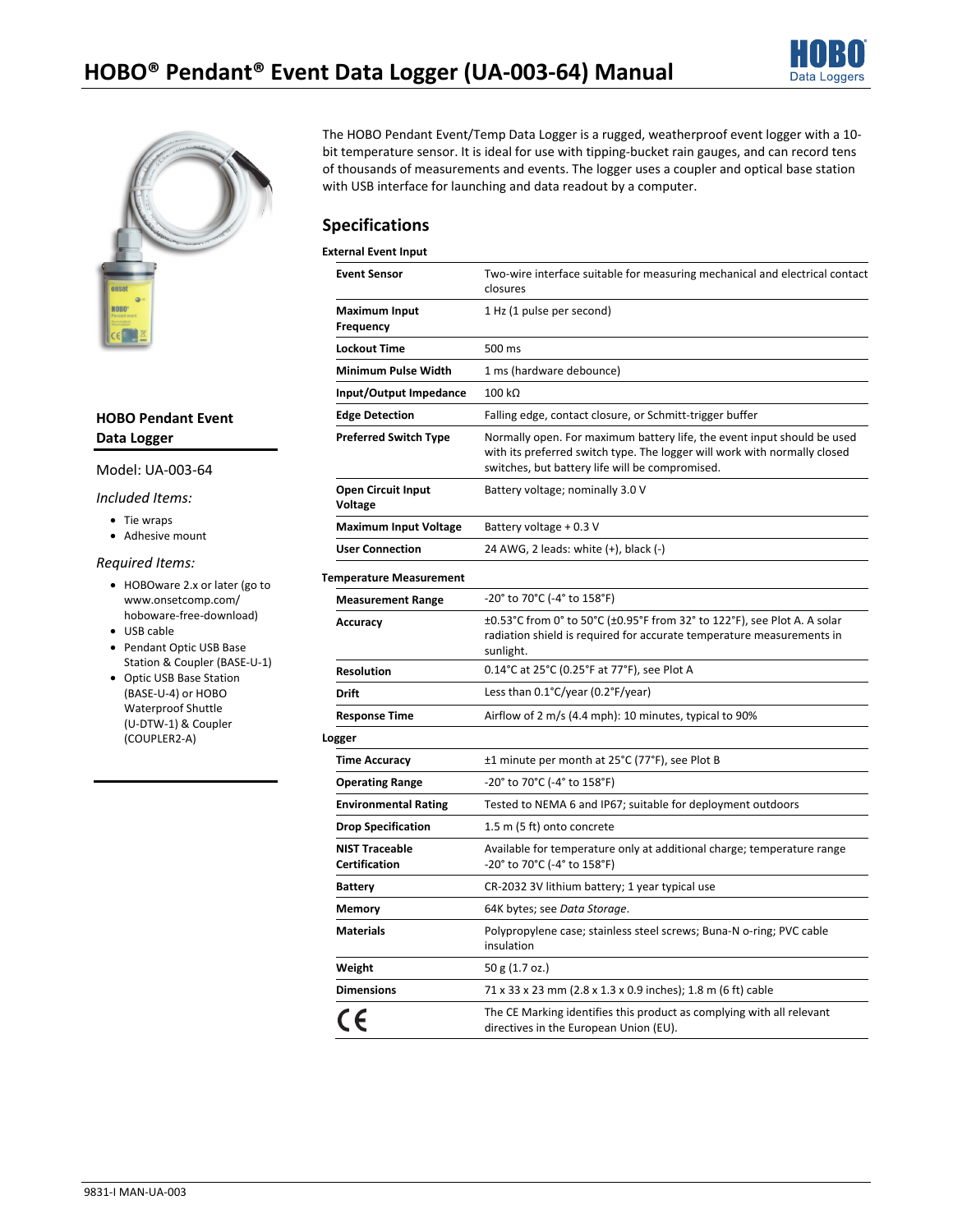# HOBO® Pendant® Event Data Logger (UA-003-64) Manual

## HOBO Pendant Event Data Logger

Model: UA-003-64

*Included Items:*

- Tie wraps
- Adhesive mount

*Required Items:*

- HOBOware 2.x or later (go to www.onsetcomp.com/hoboware-free-download)
- USB cable
- Pendant Optic USB Base Station & Coupler (BASE-U-1)
- Optic USB Base Station (BASE-U-4) or HOBO Waterproof Shuttle (U-DTW-1) & Coupler (COUPLER2-A)

The HOBO Pendant Event/Temp Data Logger is a rugged, weatherproof event logger with a 10-bit temperature sensor. It is ideal for use with tipping-bucket rain gauges, and can record tens of thousands of measurements and events. The logger uses a coupler and optical base station with USB interface for launching and data readout by a computer.

## Specifications

| **External Event Input** | |
|---|---|
| **Event Sensor** | Two-wire interface suitable for measuring mechanical and electrical contact closures |
| **Maximum Input Frequency** | 1 Hz (1 pulse per second) |
| **Lockout Time** | 500 ms |
| **Minimum Pulse Width** | 1 ms (hardware debounce) |
| **Input/Output Impedance** | 100 kΩ |
| **Edge Detection** | Falling edge, contact closure, or Schmitt-trigger buffer |
| **Preferred Switch Type** | Normally open. For maximum battery life, the event input should be used with its preferred switch type. The logger will work with normally closed switches, but battery life will be compromised. |
| **Open Circuit Input Voltage** | Battery voltage; nominally 3.0 V |
| **Maximum Input Voltage** | Battery voltage + 0.3 V |
| **User Connection** | 24 AWG, 2 leads: white (+), black (-) |
| **Temperature Measurement** | |
| **Measurement Range** | -20° to 70°C (-4° to 158°F) |
| **Accuracy** | ±0.53°C from 0° to 50°C (±0.95°F from 32° to 122°F), see Plot A. A solar radiation shield is required for accurate temperature measurements in sunlight. |
| **Resolution** | 0.14°C at 25°C (0.25°F at 77°F), see Plot A |
| **Drift** | Less than 0.1°C/year (0.2°F/year) |
| **Response Time** | Airflow of 2 m/s (4.4 mph): 10 minutes, typical to 90% |
| **Logger** | |
| **Time Accuracy** | ±1 minute per month at 25°C (77°F), see Plot B |
| **Operating Range** | -20° to 70°C (-4° to 158°F) |
| **Environmental Rating** | Tested to NEMA 6 and IP67; suitable for deployment outdoors |
| **Drop Specification** | 1.5 m (5 ft) onto concrete |
| **NIST Traceable Certification** | Available for temperature only at additional charge; temperature range -20° to 70°C (-4° to 158°F) |
| **Battery** | CR-2032 3V lithium battery; 1 year typical use |
| **Memory** | 64K bytes; see *Data Storage*. |
| **Materials** | Polypropylene case; stainless steel screws; Buna-N o-ring; PVC cable insulation |
| **Weight** | 50 g (1.7 oz.) |
| **Dimensions** | 71 x 33 x 23 mm (2.8 x 1.3 x 0.9 inches); 1.8 m (6 ft) cable |
| CE | The CE Marking identifies this product as complying with all relevant directives in the European Union (EU). |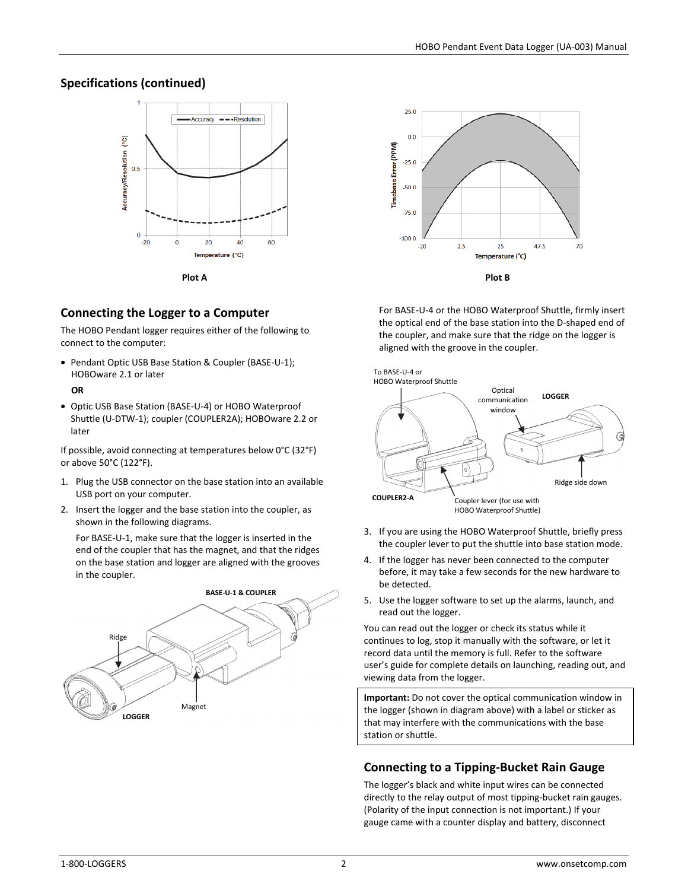## Specifications (continued)

Plot A

Plot B

## Connecting the Logger to a Computer

The HOBO Pendant logger requires either of the following to connect to the computer:

- Pendant Optic USB Base Station & Coupler (BASE-U-1); HOBOware 2.1 or later

  **OR**

- Optic USB Base Station (BASE-U-4) or HOBO Waterproof Shuttle (U-DTW-1); coupler (COUPLER2A); HOBOware 2.2 or later

If possible, avoid connecting at temperatures below 0°C (32°F) or above 50°C (122°F).

1. Plug the USB connector on the base station into an available USB port on your computer.
2. Insert the logger and the base station into the coupler, as shown in the following diagrams.

   For BASE-U-1, make sure that the logger is inserted in the end of the coupler that has the magnet, and that the ridges on the base station and logger are aligned with the grooves in the coupler.

   For BASE-U-4 or the HOBO Waterproof Shuttle, firmly insert the optical end of the base station into the D-shaped end of the coupler, and make sure that the ridge on the logger is aligned with the groove in the coupler.

3. If you are using the HOBO Waterproof Shuttle, briefly press the coupler lever to put the shuttle into base station mode.
4. If the logger has never been connected to the computer before, it may take a few seconds for the new hardware to be detected.
5. Use the logger software to set up the alarms, launch, and read out the logger.

You can read out the logger or check its status while it continues to log, stop it manually with the software, or let it record data until the memory is full. Refer to the software user's guide for complete details on launching, reading out, and viewing data from the logger.

**Important:** Do not cover the optical communication window in the logger (shown in diagram above) with a label or sticker as that may interfere with the communications with the base station or shuttle.

## Connecting to a Tipping-Bucket Rain Gauge

The logger's black and white input wires can be connected directly to the relay output of most tipping-bucket rain gauges. (Polarity of the input connection is not important.) If your gauge came with a counter display and battery, disconnect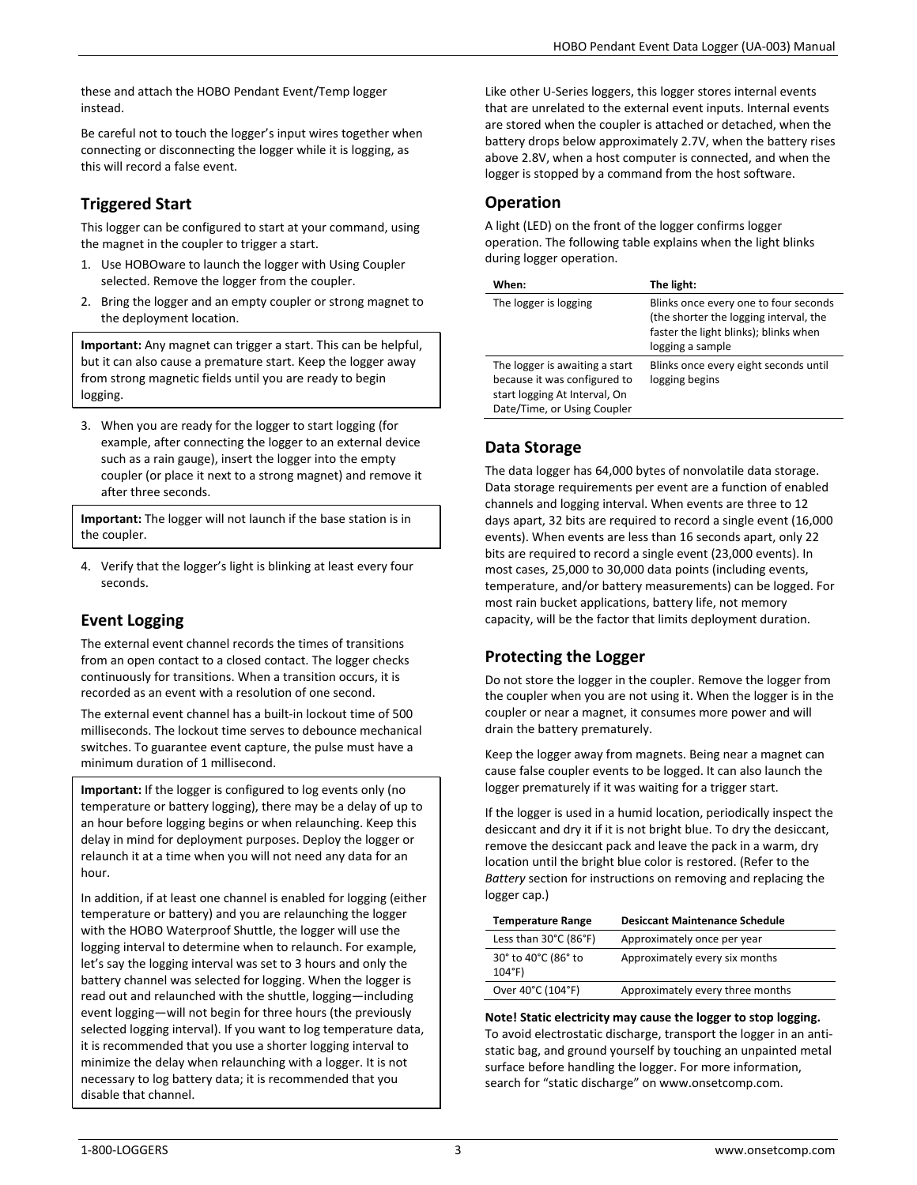these and attach the HOBO Pendant Event/Temp logger instead.

Be careful not to touch the logger's input wires together when connecting or disconnecting the logger while it is logging, as this will record a false event.

## Triggered Start

This logger can be configured to start at your command, using the magnet in the coupler to trigger a start.

1. Use HOBOware to launch the logger with Using Coupler selected. Remove the logger from the coupler.
2. Bring the logger and an empty coupler or strong magnet to the deployment location.

**Important:** Any magnet can trigger a start. This can be helpful, but it can also cause a premature start. Keep the logger away from strong magnetic fields until you are ready to begin logging.

3. When you are ready for the logger to start logging (for example, after connecting the logger to an external device such as a rain gauge), insert the logger into the empty coupler (or place it next to a strong magnet) and remove it after three seconds.

**Important:** The logger will not launch if the base station is in the coupler.

4. Verify that the logger's light is blinking at least every four seconds.

## Event Logging

The external event channel records the times of transitions from an open contact to a closed contact. The logger checks continuously for transitions. When a transition occurs, it is recorded as an event with a resolution of one second.

The external event channel has a built-in lockout time of 500 milliseconds. The lockout time serves to debounce mechanical switches. To guarantee event capture, the pulse must have a minimum duration of 1 millisecond.

**Important:** If the logger is configured to log events only (no temperature or battery logging), there may be a delay of up to an hour before logging begins or when relaunching. Keep this delay in mind for deployment purposes. Deploy the logger or relaunch it at a time when you will not need any data for an hour.

In addition, if at least one channel is enabled for logging (either temperature or battery) and you are relaunching the logger with the HOBO Waterproof Shuttle, the logger will use the logging interval to determine when to relaunch. For example, let's say the logging interval was set to 3 hours and only the battery channel was selected for logging. When the logger is read out and relaunched with the shuttle, logging—including event logging—will not begin for three hours (the previously selected logging interval). If you want to log temperature data, it is recommended that you use a shorter logging interval to minimize the delay when relaunching with a logger. It is not necessary to log battery data; it is recommended that you disable that channel.

Like other U-Series loggers, this logger stores internal events that are unrelated to the external event inputs. Internal events are stored when the coupler is attached or detached, when the battery drops below approximately 2.7V, when the battery rises above 2.8V, when a host computer is connected, and when the logger is stopped by a command from the host software.

## Operation

A light (LED) on the front of the logger confirms logger operation. The following table explains when the light blinks during logger operation.

| When: | The light: |
|---|---|
| The logger is logging | Blinks once every one to four seconds (the shorter the logging interval, the faster the light blinks); blinks when logging a sample |
| The logger is awaiting a start because it was configured to start logging At Interval, On Date/Time, or Using Coupler | Blinks once every eight seconds until logging begins |

## Data Storage

The data logger has 64,000 bytes of nonvolatile data storage. Data storage requirements per event are a function of enabled channels and logging interval. When events are three to 12 days apart, 32 bits are required to record a single event (16,000 events). When events are less than 16 seconds apart, only 22 bits are required to record a single event (23,000 events). In most cases, 25,000 to 30,000 data points (including events, temperature, and/or battery measurements) can be logged. For most rain bucket applications, battery life, not memory capacity, will be the factor that limits deployment duration.

## Protecting the Logger

Do not store the logger in the coupler. Remove the logger from the coupler when you are not using it. When the logger is in the coupler or near a magnet, it consumes more power and will drain the battery prematurely.

Keep the logger away from magnets. Being near a magnet can cause false coupler events to be logged. It can also launch the logger prematurely if it was waiting for a trigger start.

If the logger is used in a humid location, periodically inspect the desiccant and dry it if it is not bright blue. To dry the desiccant, remove the desiccant pack and leave the pack in a warm, dry location until the bright blue color is restored. (Refer to the *Battery* section for instructions on removing and replacing the logger cap.)

| Temperature Range | Desiccant Maintenance Schedule |
|---|---|
| Less than 30°C (86°F) | Approximately once per year |
| 30° to 40°C (86° to 104°F) | Approximately every six months |
| Over 40°C (104°F) | Approximately every three months |

**Note! Static electricity may cause the logger to stop logging.** To avoid electrostatic discharge, transport the logger in an anti-static bag, and ground yourself by touching an unpainted metal surface before handling the logger. For more information, search for "static discharge" on www.onsetcomp.com.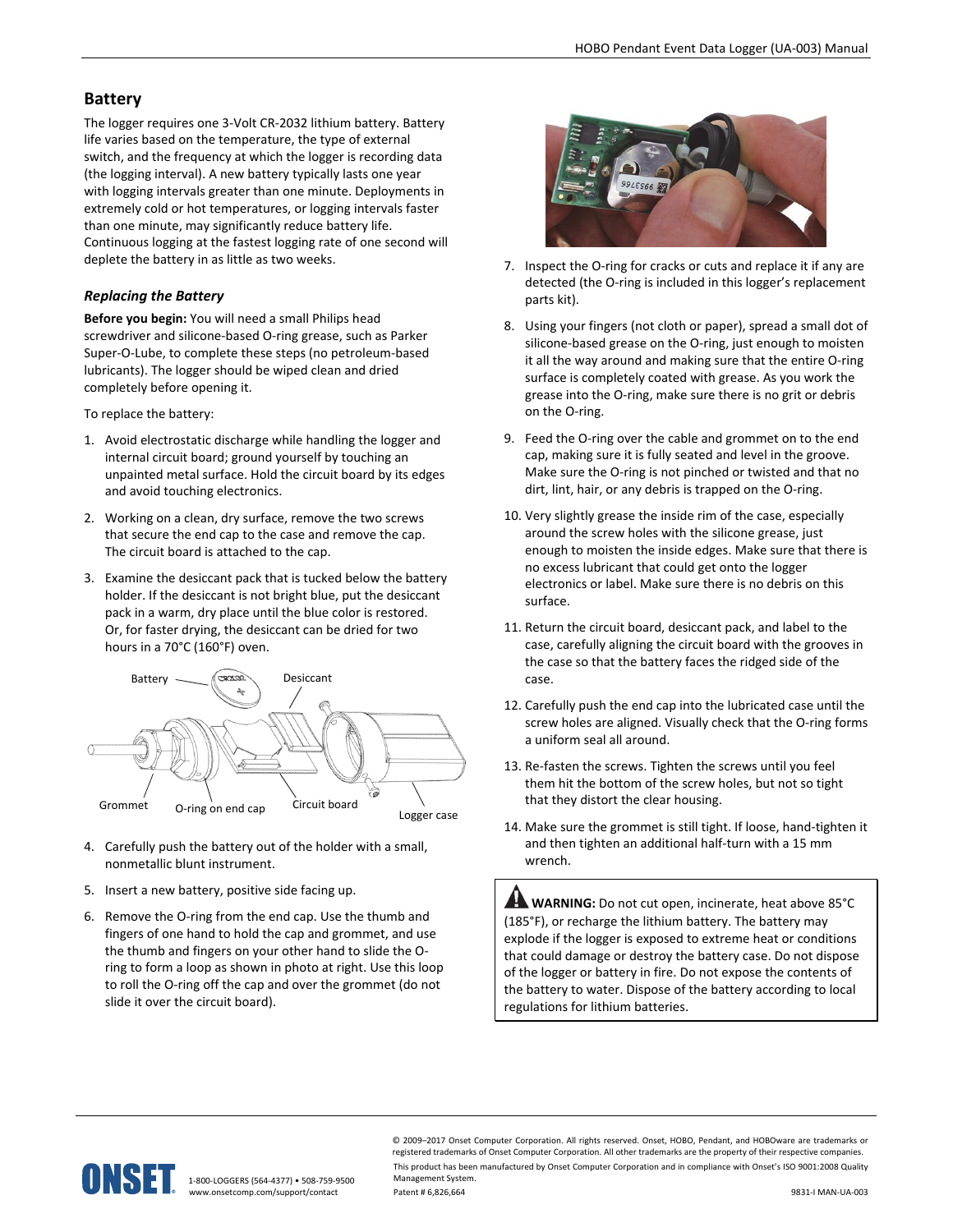## Battery

The logger requires one 3-Volt CR-2032 lithium battery. Battery life varies based on the temperature, the type of external switch, and the frequency at which the logger is recording data (the logging interval). A new battery typically lasts one year with logging intervals greater than one minute. Deployments in extremely cold or hot temperatures, or logging intervals faster than one minute, may significantly reduce battery life. Continuous logging at the fastest logging rate of one second will deplete the battery in as little as two weeks.

### *Replacing the Battery*

**Before you begin:** You will need a small Philips head screwdriver and silicone-based O-ring grease, such as Parker Super-O-Lube, to complete these steps (no petroleum-based lubricants). The logger should be wiped clean and dried completely before opening it.

To replace the battery:

1. Avoid electrostatic discharge while handling the logger and internal circuit board; ground yourself by touching an unpainted metal surface. Hold the circuit board by its edges and avoid touching electronics.
2. Working on a clean, dry surface, remove the two screws that secure the end cap to the case and remove the cap. The circuit board is attached to the cap.
3. Examine the desiccant pack that is tucked below the battery holder. If the desiccant is not bright blue, put the desiccant pack in a warm, dry place until the blue color is restored. Or, for faster drying, the desiccant can be dried for two hours in a 70°C (160°F) oven.

Battery
Desiccant
Grommet
O-ring on end cap
Circuit board
Logger case

4. Carefully push the battery out of the holder with a small, nonmetallic blunt instrument.
5. Insert a new battery, positive side facing up.
6. Remove the O-ring from the end cap. Use the thumb and fingers of one hand to hold the cap and grommet, and use the thumb and fingers on your other hand to slide the O-ring to form a loop as shown in photo at right. Use this loop to roll the O-ring off the cap and over the grommet (do not slide it over the circuit board).
7. Inspect the O-ring for cracks or cuts and replace it if any are detected (the O-ring is included in this logger's replacement parts kit).
8. Using your fingers (not cloth or paper), spread a small dot of silicone-based grease on the O-ring, just enough to moisten it all the way around and making sure that the entire O-ring surface is completely coated with grease. As you work the grease into the O-ring, make sure there is no grit or debris on the O-ring.
9. Feed the O-ring over the cable and grommet on to the end cap, making sure it is fully seated and level in the groove. Make sure the O-ring is not pinched or twisted and that no dirt, lint, hair, or any debris is trapped on the O-ring.
10. Very slightly grease the inside rim of the case, especially around the screw holes with the silicone grease, just enough to moisten the inside edges. Make sure that there is no excess lubricant that could get onto the logger electronics or label. Make sure there is no debris on this surface.
11. Return the circuit board, desiccant pack, and label to the case, carefully aligning the circuit board with the grooves in the case so that the battery faces the ridged side of the case.
12. Carefully push the end cap into the lubricated case until the screw holes are aligned. Visually check that the O-ring forms a uniform seal all around.
13. Re-fasten the screws. Tighten the screws until you feel them hit the bottom of the screw holes, but not so tight that they distort the clear housing.
14. Make sure the grommet is still tight. If loose, hand-tighten it and then tighten an additional half-turn with a 15 mm wrench.

**WARNING:** Do not cut open, incinerate, heat above 85°C (185°F), or recharge the lithium battery. The battery may explode if the logger is exposed to extreme heat or conditions that could damage or destroy the battery case. Do not dispose of the logger or battery in fire. Do not expose the contents of the battery to water. Dispose of the battery according to local regulations for lithium batteries.

ONSET 1-800-LOGGERS (564-4377) • 508-759-9500
www.onsetcomp.com/support/contact

© 2009–2017 Onset Computer Corporation. All rights reserved. Onset, HOBO, Pendant, and HOBOware are trademarks or registered trademarks of Onset Computer Corporation. All other trademarks are the property of their respective companies.
This product has been manufactured by Onset Computer Corporation and in compliance with Onset's ISO 9001:2008 Quality Management System.
Patent # 6,826,664

9831-I MAN-UA-003